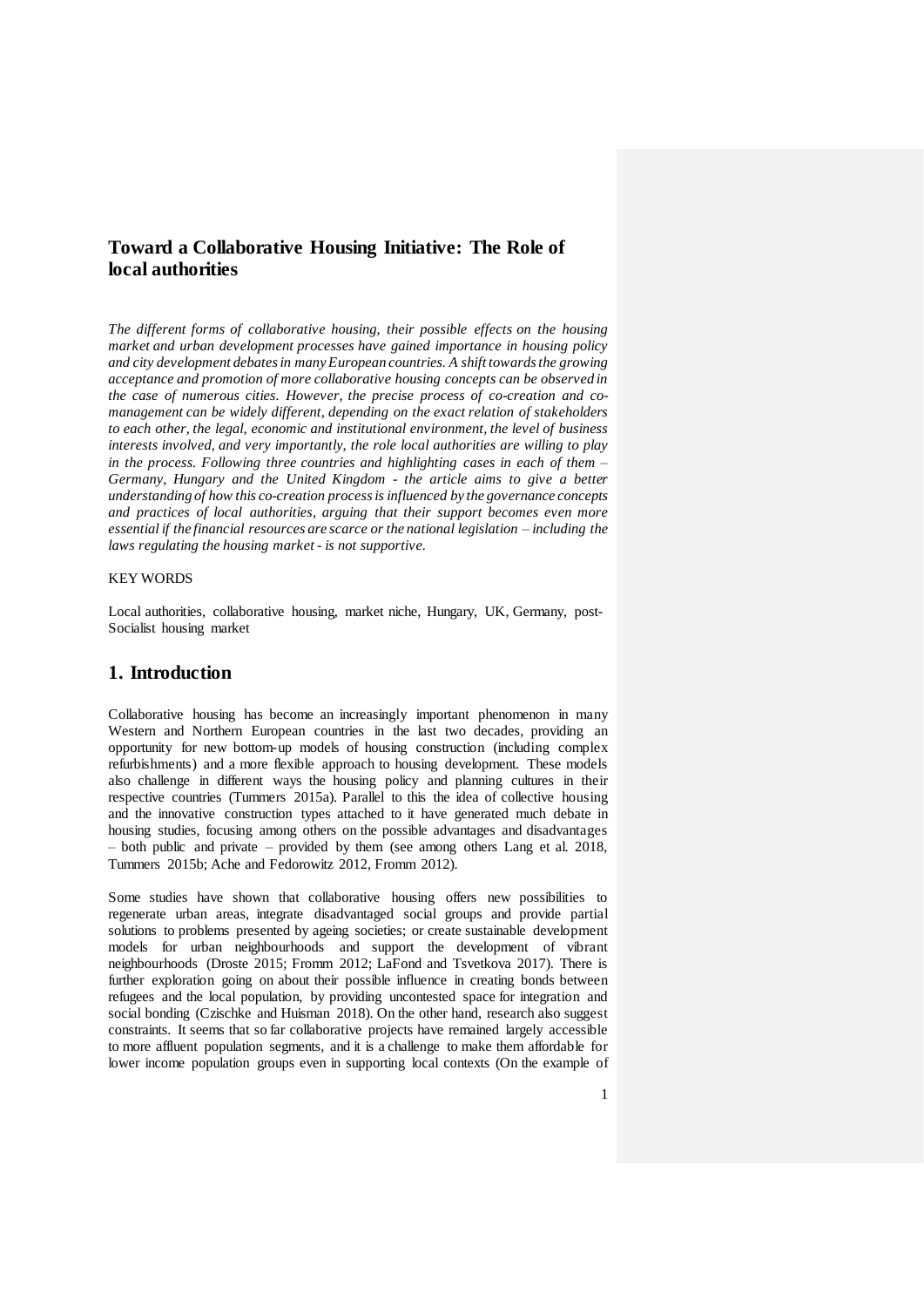# Toward a Collaborative Housing Initiative: The Role of local authorities

*The different forms of collaborative housing, their possible effects on the housing market and urban development processes have gained importance in housing policy and city development debates in many European countries. A shift towards the growing acceptance and promotion of more collaborative housing concepts can be observed in the case of numerous cities. However, the precise process of co-creation and co-management can be widely different, depending on the exact relation of stakeholders to each other, the legal, economic and institutional environment, the level of business interests involved, and very importantly, the role local authorities are willing to play in the process. Following three countries and highlighting cases in each of them – Germany, Hungary and the United Kingdom - the article aims to give a better understanding of how this co-creation process is influenced by the governance concepts and practices of local authorities, arguing that their support becomes even more essential if the financial resources are scarce or the national legislation – including the laws regulating the housing market - is not supportive.*

KEY WORDS

Local authorities, collaborative housing, market niche, Hungary, UK, Germany, post-Socialist housing market

## 1. Introduction

Collaborative housing has become an increasingly important phenomenon in many Western and Northern European countries in the last two decades, providing an opportunity for new bottom-up models of housing construction (including complex refurbishments) and a more flexible approach to housing development. These models also challenge in different ways the housing policy and planning cultures in their respective countries (Tummers 2015a). Parallel to this the idea of collective housing and the innovative construction types attached to it have generated much debate in housing studies, focusing among others on the possible advantages and disadvantages – both public and private – provided by them (see among others Lang et al. 2018, Tummers 2015b; Ache and Fedorowitz 2012, Fromm 2012).

Some studies have shown that collaborative housing offers new possibilities to regenerate urban areas, integrate disadvantaged social groups and provide partial solutions to problems presented by ageing societies; or create sustainable development models for urban neighbourhoods and support the development of vibrant neighbourhoods (Droste 2015; Fromm 2012; LaFond and Tsvetkova 2017). There is further exploration going on about their possible influence in creating bonds between refugees and the local population, by providing uncontested space for integration and social bonding (Czischke and Huisman 2018). On the other hand, research also suggest constraints. It seems that so far collaborative projects have remained largely accessible to more affluent population segments, and it is a challenge to make them affordable for lower income population groups even in supporting local contexts (On the example of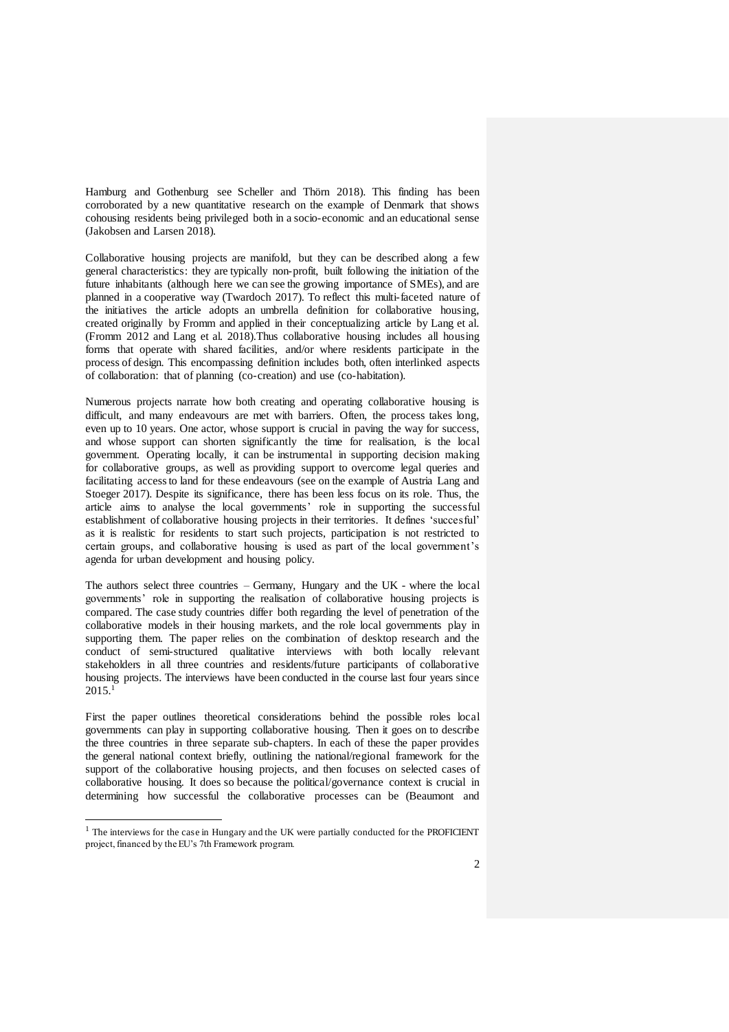Hamburg and Gothenburg see Scheller and Thörn 2018). This finding has been corroborated by a new quantitative research on the example of Denmark that shows cohousing residents being privileged both in a socio-economic and an educational sense (Jakobsen and Larsen 2018).

Collaborative housing projects are manifold, but they can be described along a few general characteristics: they are typically non-profit, built following the initiation of the future inhabitants (although here we can see the growing importance of SMEs), and are planned in a cooperative way (Twardoch 2017). To reflect this multi-faceted nature of the initiatives the article adopts an umbrella definition for collaborative housing, created originally by Fromm and applied in their conceptualizing article by Lang et al. (Fromm 2012 and Lang et al. 2018).Thus collaborative housing includes all housing forms that operate with shared facilities, and/or where residents participate in the process of design. This encompassing definition includes both, often interlinked aspects of collaboration: that of planning (co-creation) and use (co-habitation).

Numerous projects narrate how both creating and operating collaborative housing is difficult, and many endeavours are met with barriers. Often, the process takes long, even up to 10 years. One actor, whose support is crucial in paving the way for success, and whose support can shorten significantly the time for realisation, is the local government. Operating locally, it can be instrumental in supporting decision making for collaborative groups, as well as providing support to overcome legal queries and facilitating access to land for these endeavours (see on the example of Austria Lang and Stoeger 2017). Despite its significance, there has been less focus on its role. Thus, the article aims to analyse the local governments' role in supporting the successful establishment of collaborative housing projects in their territories. It defines 'succesful' as it is realistic for residents to start such projects, participation is not restricted to certain groups, and collaborative housing is used as part of the local government's agenda for urban development and housing policy.

The authors select three countries – Germany, Hungary and the UK - where the local governments' role in supporting the realisation of collaborative housing projects is compared. The case study countries differ both regarding the level of penetration of the collaborative models in their housing markets, and the role local governments play in supporting them. The paper relies on the combination of desktop research and the conduct of semi-structured qualitative interviews with both locally relevant stakeholders in all three countries and residents/future participants of collaborative housing projects. The interviews have been conducted in the course last four years since 2015.[1]

First the paper outlines theoretical considerations behind the possible roles local governments can play in supporting collaborative housing. Then it goes on to describe the three countries in three separate sub-chapters. In each of these the paper provides the general national context briefly, outlining the national/regional framework for the support of the collaborative housing projects, and then focuses on selected cases of collaborative housing. It does so because the political/governance context is crucial in determining how successful the collaborative processes can be (Beaumont and

[1] The interviews for the case in Hungary and the UK were partially conducted for the PROFICIENT project, financed by the EU's 7th Framework program.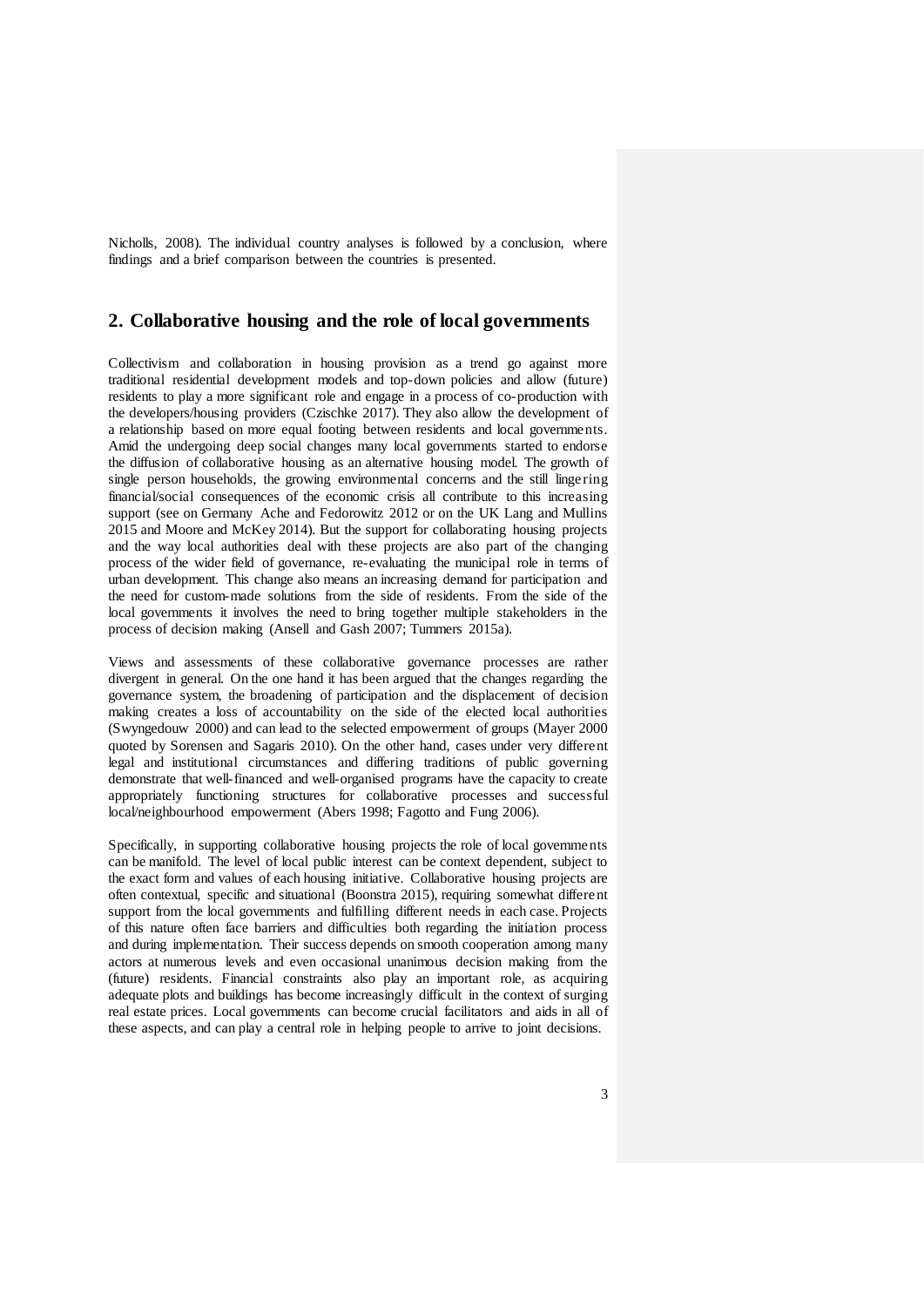Nicholls, 2008). The individual country analyses is followed by a conclusion, where findings and a brief comparison between the countries is presented.

## 2. Collaborative housing and the role of local governments

Collectivism and collaboration in housing provision as a trend go against more traditional residential development models and top-down policies and allow (future) residents to play a more significant role and engage in a process of co-production with the developers/housing providers (Czischke 2017). They also allow the development of a relationship based on more equal footing between residents and local governments. Amid the undergoing deep social changes many local governments started to endorse the diffusion of collaborative housing as an alternative housing model. The growth of single person households, the growing environmental concerns and the still lingering financial/social consequences of the economic crisis all contribute to this increasing support (see on Germany Ache and Fedorowitz 2012 or on the UK Lang and Mullins 2015 and Moore and McKey 2014). But the support for collaborating housing projects and the way local authorities deal with these projects are also part of the changing process of the wider field of governance, re-evaluating the municipal role in terms of urban development. This change also means an increasing demand for participation and the need for custom-made solutions from the side of residents. From the side of the local governments it involves the need to bring together multiple stakeholders in the process of decision making (Ansell and Gash 2007; Tummers 2015a).

Views and assessments of these collaborative governance processes are rather divergent in general. On the one hand it has been argued that the changes regarding the governance system, the broadening of participation and the displacement of decision making creates a loss of accountability on the side of the elected local authorities (Swyngedouw 2000) and can lead to the selected empowerment of groups (Mayer 2000 quoted by Sorensen and Sagaris 2010). On the other hand, cases under very different legal and institutional circumstances and differing traditions of public governing demonstrate that well-financed and well-organised programs have the capacity to create appropriately functioning structures for collaborative processes and successful local/neighbourhood empowerment (Abers 1998; Fagotto and Fung 2006).

Specifically, in supporting collaborative housing projects the role of local governments can be manifold. The level of local public interest can be context dependent, subject to the exact form and values of each housing initiative. Collaborative housing projects are often contextual, specific and situational (Boonstra 2015), requiring somewhat different support from the local governments and fulfilling different needs in each case. Projects of this nature often face barriers and difficulties both regarding the initiation process and during implementation. Their success depends on smooth cooperation among many actors at numerous levels and even occasional unanimous decision making from the (future) residents. Financial constraints also play an important role, as acquiring adequate plots and buildings has become increasingly difficult in the context of surging real estate prices. Local governments can become crucial facilitators and aids in all of these aspects, and can play a central role in helping people to arrive to joint decisions.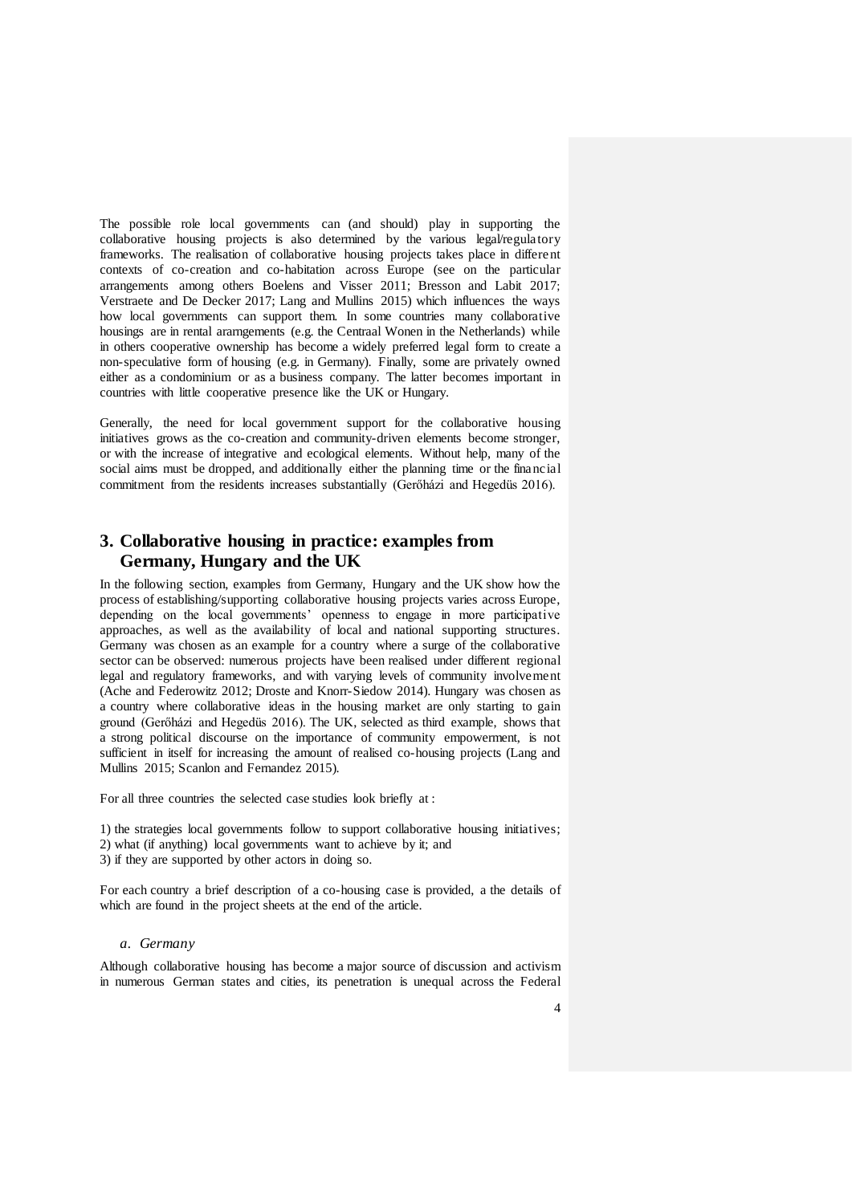The possible role local governments can (and should) play in supporting the collaborative housing projects is also determined by the various legal/regulatory frameworks. The realisation of collaborative housing projects takes place in different contexts of co-creation and co-habitation across Europe (see on the particular arrangements among others Boelens and Visser 2011; Bresson and Labit 2017; Verstraete and De Decker 2017; Lang and Mullins 2015) which influences the ways how local governments can support them. In some countries many collaborative housings are in rental aramgements (e.g. the Centraal Wonen in the Netherlands) while in others cooperative ownership has become a widely preferred legal form to create a non-speculative form of housing (e.g. in Germany). Finally, some are privately owned either as a condominium or as a business company. The latter becomes important in countries with little cooperative presence like the UK or Hungary.

Generally, the need for local government support for the collaborative housing initiatives grows as the co-creation and community-driven elements become stronger, or with the increase of integrative and ecological elements. Without help, many of the social aims must be dropped, and additionally either the planning time or the financial commitment from the residents increases substantially (Gerőházi and Hegedüs 2016).

## 3. Collaborative housing in practice: examples from Germany, Hungary and the UK

In the following section, examples from Germany, Hungary and the UK show how the process of establishing/supporting collaborative housing projects varies across Europe, depending on the local governments' openness to engage in more participative approaches, as well as the availability of local and national supporting structures. Germany was chosen as an example for a country where a surge of the collaborative sector can be observed: numerous projects have been realised under different regional legal and regulatory frameworks, and with varying levels of community involvement (Ache and Federowitz 2012; Droste and Knorr-Siedow 2014). Hungary was chosen as a country where collaborative ideas in the housing market are only starting to gain ground (Gerőházi and Hegedüs 2016). The UK, selected as third example, shows that a strong political discourse on the importance of community empowerment, is not sufficient in itself for increasing the amount of realised co-housing projects (Lang and Mullins 2015; Scanlon and Fernandez 2015).

For all three countries the selected case studies look briefly at :

1) the strategies local governments follow to support collaborative housing initiatives;
2) what (if anything) local governments want to achieve by it; and
3) if they are supported by other actors in doing so.

For each country a brief description of a co-housing case is provided, a the details of which are found in the project sheets at the end of the article.

### *a. Germany*

Although collaborative housing has become a major source of discussion and activism in numerous German states and cities, its penetration is unequal across the Federal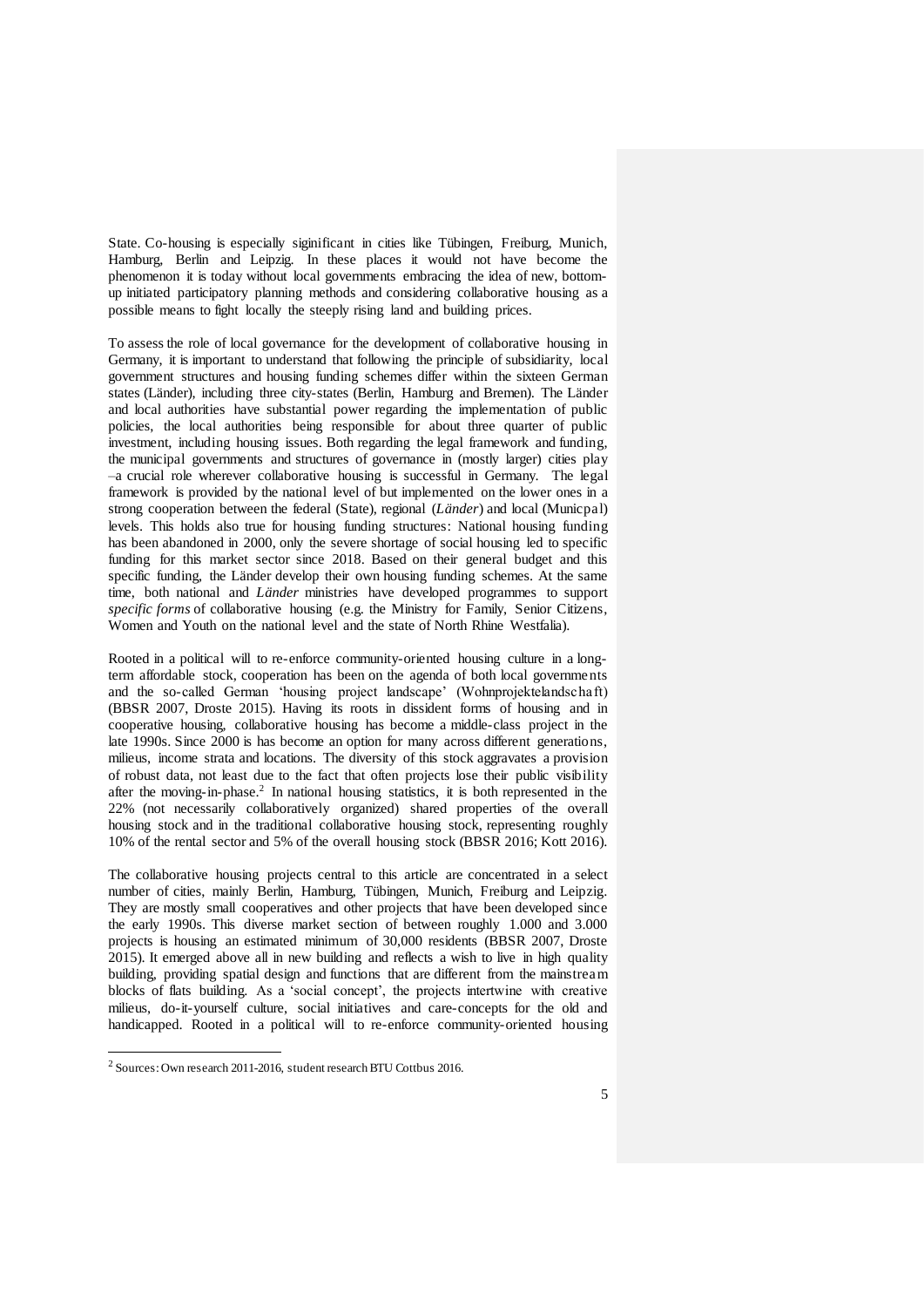State. Co-housing is especially siginificant in cities like Tübingen, Freiburg, Munich, Hamburg, Berlin and Leipzig. In these places it would not have become the phenomenon it is today without local governments embracing the idea of new, bottom-up initiated participatory planning methods and considering collaborative housing as a possible means to fight locally the steeply rising land and building prices.

To assess the role of local governance for the development of collaborative housing in Germany, it is important to understand that following the principle of subsidiarity, local government structures and housing funding schemes differ within the sixteen German states (Länder), including three city-states (Berlin, Hamburg and Bremen). The Länder and local authorities have substantial power regarding the implementation of public policies, the local authorities being responsible for about three quarter of public investment, including housing issues. Both regarding the legal framework and funding, the municipal governments and structures of governance in (mostly larger) cities play –a crucial role wherever collaborative housing is successful in Germany. The legal framework is provided by the national level of but implemented on the lower ones in a strong cooperation between the federal (State), regional (*Länder*) and local (Municpal) levels. This holds also true for housing funding structures: National housing funding has been abandoned in 2000, only the severe shortage of social housing led to specific funding for this market sector since 2018. Based on their general budget and this specific funding, the Länder develop their own housing funding schemes. At the same time, both national and *Länder* ministries have developed programmes to support *specific forms* of collaborative housing (e.g. the Ministry for Family, Senior Citizens, Women and Youth on the national level and the state of North Rhine Westfalia).

Rooted in a political will to re-enforce community-oriented housing culture in a long-term affordable stock, cooperation has been on the agenda of both local governments and the so-called German 'housing project landscape' (Wohnprojektelandschaft) (BBSR 2007, Droste 2015). Having its roots in dissident forms of housing and in cooperative housing, collaborative housing has become a middle-class project in the late 1990s. Since 2000 is has become an option for many across different generations, milieus, income strata and locations. The diversity of this stock aggravates a provision of robust data, not least due to the fact that often projects lose their public visibility after the moving-in-phase.[2] In national housing statistics, it is both represented in the 22% (not necessarily collaboratively organized) shared properties of the overall housing stock and in the traditional collaborative housing stock, representing roughly 10% of the rental sector and 5% of the overall housing stock (BBSR 2016; Kott 2016).

The collaborative housing projects central to this article are concentrated in a select number of cities, mainly Berlin, Hamburg, Tübingen, Munich, Freiburg and Leipzig. They are mostly small cooperatives and other projects that have been developed since the early 1990s. This diverse market section of between roughly 1.000 and 3.000 projects is housing an estimated minimum of 30,000 residents (BBSR 2007, Droste 2015). It emerged above all in new building and reflects a wish to live in high quality building, providing spatial design and functions that are different from the mainstream blocks of flats building. As a 'social concept', the projects intertwine with creative milieus, do-it-yourself culture, social initiatives and care-concepts for the old and handicapped. Rooted in a political will to re-enforce community-oriented housing

[2] Sources: Own research 2011-2016, student research BTU Cottbus 2016.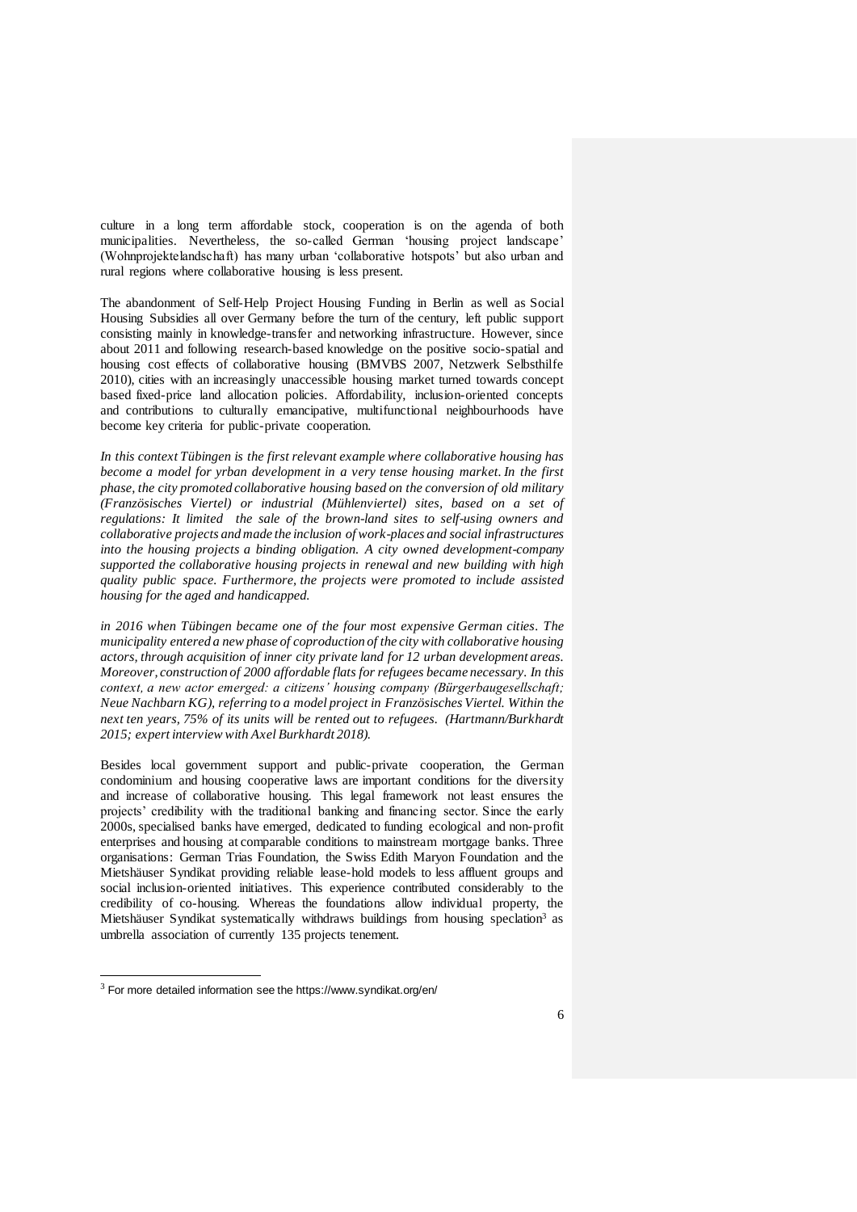culture in a long term affordable stock, cooperation is on the agenda of both municipalities. Nevertheless, the so-called German 'housing project landscape' (Wohnprojektelandschaft) has many urban 'collaborative hotspots' but also urban and rural regions where collaborative housing is less present.

The abandonment of Self-Help Project Housing Funding in Berlin as well as Social Housing Subsidies all over Germany before the turn of the century, left public support consisting mainly in knowledge-transfer and networking infrastructure. However, since about 2011 and following research-based knowledge on the positive socio-spatial and housing cost effects of collaborative housing (BMVBS 2007, Netzwerk Selbsthilfe 2010), cities with an increasingly unaccessible housing market turned towards concept based fixed-price land allocation policies. Affordability, inclusion-oriented concepts and contributions to culturally emancipative, multifunctional neighbourhoods have become key criteria for public-private cooperation.

*In this context Tübingen is the first relevant example where collaborative housing has become a model for yrban development in a very tense housing market. In the first phase, the city promoted collaborative housing based on the conversion of old military (Französisches Viertel) or industrial (Mühlenviertel) sites, based on a set of regulations: It limited the sale of the brown-land sites to self-using owners and collaborative projects and made the inclusion of work-places and social infrastructures into the housing projects a binding obligation. A city owned development-company supported the collaborative housing projects in renewal and new building with high quality public space. Furthermore, the projects were promoted to include assisted housing for the aged and handicapped.*

*in 2016 when Tübingen became one of the four most expensive German cities. The municipality entered a new phase of coproduction of the city with collaborative housing actors, through acquisition of inner city private land for 12 urban development areas. Moreover, construction of 2000 affordable flats for refugees became necessary. In this context, a new actor emerged: a citizens' housing company (Bürgerbaugesellschaft; Neue Nachbarn KG), referring to a model project in Französisches Viertel. Within the next ten years, 75% of its units will be rented out to refugees. (Hartmann/Burkhardt 2015; expert interview with Axel Burkhardt 2018).*

Besides local government support and public-private cooperation, the German condominium and housing cooperative laws are important conditions for the diversity and increase of collaborative housing. This legal framework not least ensures the projects' credibility with the traditional banking and financing sector. Since the early 2000s, specialised banks have emerged, dedicated to funding ecological and non-profit enterprises and housing at comparable conditions to mainstream mortgage banks. Three organisations: German Trias Foundation, the Swiss Edith Maryon Foundation and the Mietshäuser Syndikat providing reliable lease-hold models to less affluent groups and social inclusion-oriented initiatives. This experience contributed considerably to the credibility of co-housing. Whereas the foundations allow individual property, the Mietshäuser Syndikat systematically withdraws buildings from housing speclation[3] as umbrella association of currently 135 projects tenement.

[3] For more detailed information see the https://www.syndikat.org/en/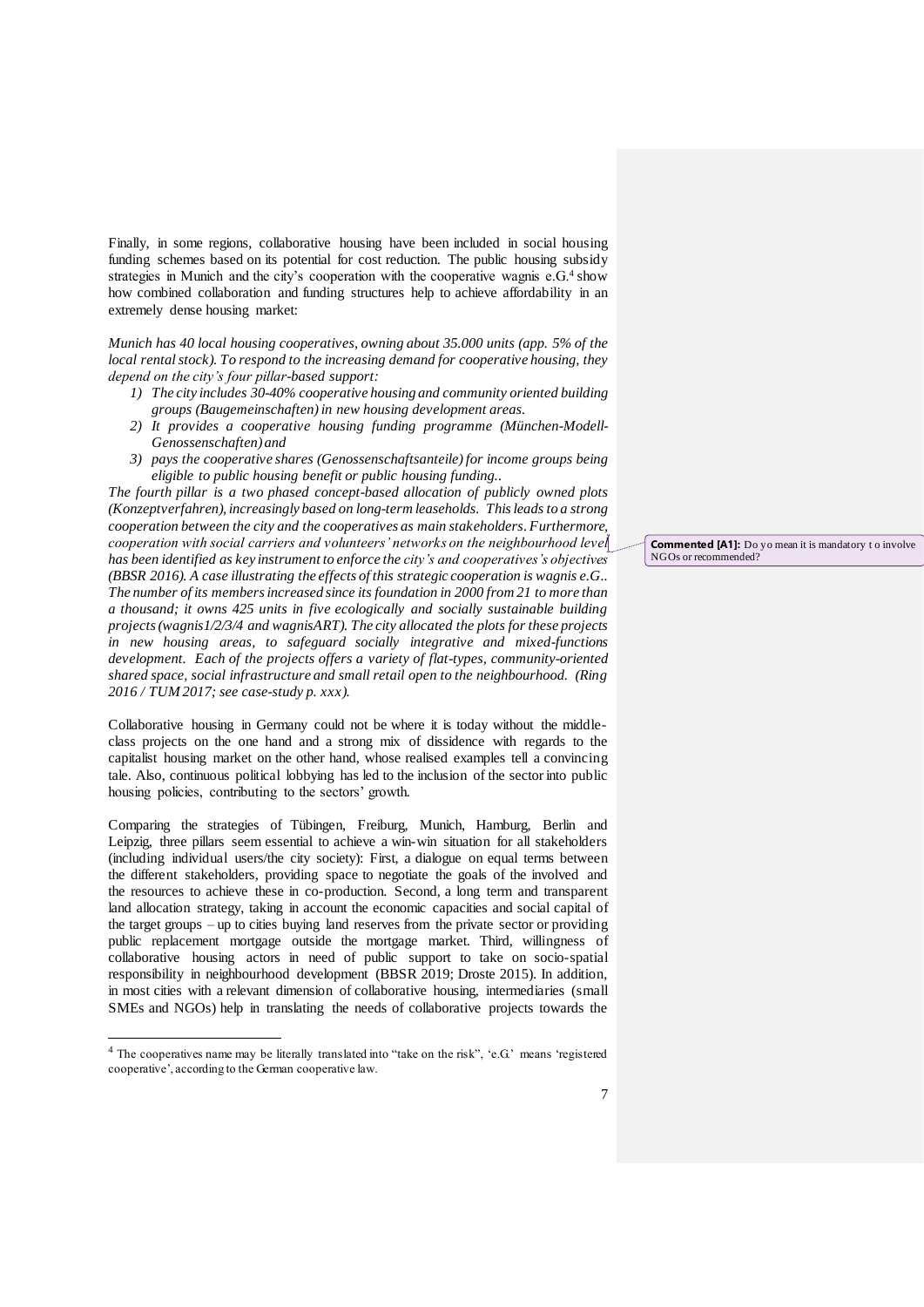Finally, in some regions, collaborative housing have been included in social housing funding schemes based on its potential for cost reduction. The public housing subsidy strategies in Munich and the city's cooperation with the cooperative wagnis e.G.[4] show how combined collaboration and funding structures help to achieve affordability in an extremely dense housing market:

*Munich has 40 local housing cooperatives, owning about 35.000 units (app. 5% of the local rental stock). To respond to the increasing demand for cooperative housing, they depend on the city's four pillar-based support:*

1) *The city includes 30-40% cooperative housing and community oriented building groups (Baugemeinschaften) in new housing development areas.*
2) *It provides a cooperative housing funding programme (München-Modell-Genossenschaften) and*
3) *pays the cooperative shares (Genossenschaftsanteile) for income groups being eligible to public housing benefit or public housing funding..*

*The fourth pillar is a two phased concept-based allocation of publicly owned plots (Konzeptverfahren), increasingly based on long-term leaseholds. This leads to a strong cooperation between the city and the cooperatives as main stakeholders. Furthermore, cooperation with social carriers and volunteers' networks on the neighbourhood level has been identified as key instrument to enforce the city's and cooperatives's objectives (BBSR 2016). A case illustrating the effects of this strategic cooperation is wagnis e.G.. The number of its members increased since its foundation in 2000 from 21 to more than a thousand; it owns 425 units in five ecologically and socially sustainable building projects (wagnis1/2/3/4 and wagnisART). The city allocated the plots for these projects in new housing areas, to safeguard socially integrative and mixed-functions development. Each of the projects offers a variety of flat-types, community-oriented shared space, social infrastructure and small retail open to the neighbourhood. (Ring 2016 / TUM 2017; see case-study p. xxx).*

**Commented [A1]:** Do yo mean it is mandatory t o involve NGOs or recommended?

Collaborative housing in Germany could not be where it is today without the middle-class projects on the one hand and a strong mix of dissidence with regards to the capitalist housing market on the other hand, whose realised examples tell a convincing tale. Also, continuous political lobbying has led to the inclusion of the sector into public housing policies, contributing to the sectors' growth.

Comparing the strategies of Tübingen, Freiburg, Munich, Hamburg, Berlin and Leipzig, three pillars seem essential to achieve a win-win situation for all stakeholders (including individual users/the city society): First, a dialogue on equal terms between the different stakeholders, providing space to negotiate the goals of the involved and the resources to achieve these in co-production. Second, a long term and transparent land allocation strategy, taking in account the economic capacities and social capital of the target groups – up to cities buying land reserves from the private sector or providing public replacement mortgage outside the mortgage market. Third, willingness of collaborative housing actors in need of public support to take on socio-spatial responsibility in neighbourhood development (BBSR 2019; Droste 2015). In addition, in most cities with a relevant dimension of collaborative housing, intermediaries (small SMEs and NGOs) help in translating the needs of collaborative projects towards the

[4] The cooperatives name may be literally translated into "take on the risk", 'e.G.' means 'registered cooperative', according to the German cooperative law.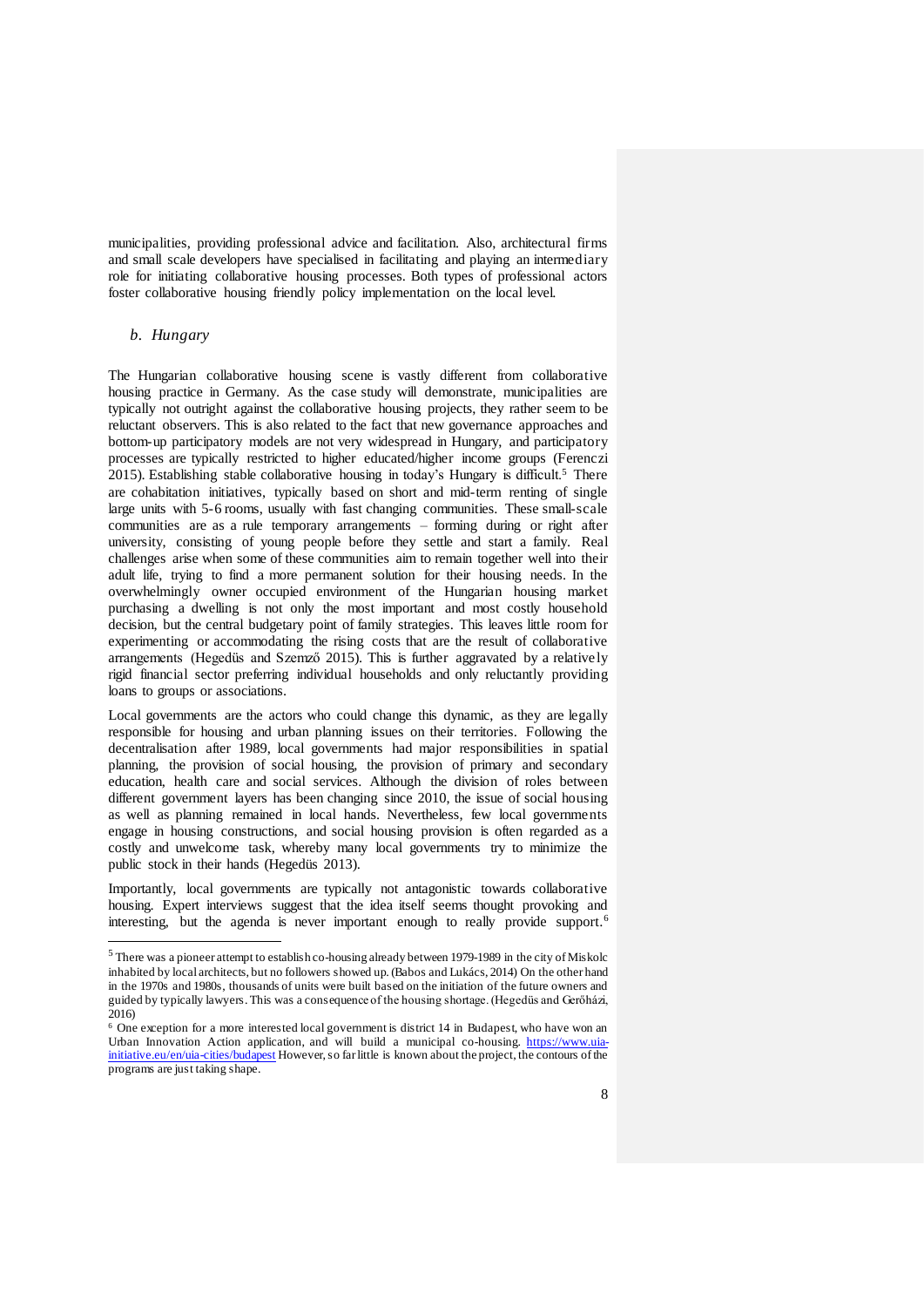municipalities, providing professional advice and facilitation. Also, architectural firms and small scale developers have specialised in facilitating and playing an intermediary role for initiating collaborative housing processes. Both types of professional actors foster collaborative housing friendly policy implementation on the local level.

### *b. Hungary*

The Hungarian collaborative housing scene is vastly different from collaborative housing practice in Germany. As the case study will demonstrate, municipalities are typically not outright against the collaborative housing projects, they rather seem to be reluctant observers. This is also related to the fact that new governance approaches and bottom-up participatory models are not very widespread in Hungary, and participatory processes are typically restricted to higher educated/higher income groups (Ferenczi 2015). Establishing stable collaborative housing in today's Hungary is difficult.[5] There are cohabitation initiatives, typically based on short and mid-term renting of single large units with 5-6 rooms, usually with fast changing communities. These small-scale communities are as a rule temporary arrangements – forming during or right after university, consisting of young people before they settle and start a family. Real challenges arise when some of these communities aim to remain together well into their adult life, trying to find a more permanent solution for their housing needs. In the overwhelmingly owner occupied environment of the Hungarian housing market purchasing a dwelling is not only the most important and most costly household decision, but the central budgetary point of family strategies. This leaves little room for experimenting or accommodating the rising costs that are the result of collaborative arrangements (Hegedüs and Szemző 2015). This is further aggravated by a relatively rigid financial sector preferring individual households and only reluctantly providing loans to groups or associations.

Local governments are the actors who could change this dynamic, as they are legally responsible for housing and urban planning issues on their territories. Following the decentralisation after 1989, local governments had major responsibilities in spatial planning, the provision of social housing, the provision of primary and secondary education, health care and social services. Although the division of roles between different government layers has been changing since 2010, the issue of social housing as well as planning remained in local hands. Nevertheless, few local governments engage in housing constructions, and social housing provision is often regarded as a costly and unwelcome task, whereby many local governments try to minimize the public stock in their hands (Hegedüs 2013).

Importantly, local governments are typically not antagonistic towards collaborative housing. Expert interviews suggest that the idea itself seems thought provoking and interesting, but the agenda is never important enough to really provide support.[6]

---

[5] There was a pioneer attempt to establish co-housing already between 1979-1989 in the city of Miskolc inhabited by local architects, but no followers showed up. (Babos and Lukács, 2014) On the other hand in the 1970s and 1980s, thousands of units were built based on the initiation of the future owners and guided by typically lawyers. This was a consequence of the housing shortage. (Hegedüs and Gerőházi, 2016)

[6] One exception for a more interested local government is district 14 in Budapest, who have won an Urban Innovation Action application, and will build a municipal co-housing. https://www.uia-initiative.eu/en/uia-cities/budapest However, so far little is known about the project, the contours of the programs are just taking shape.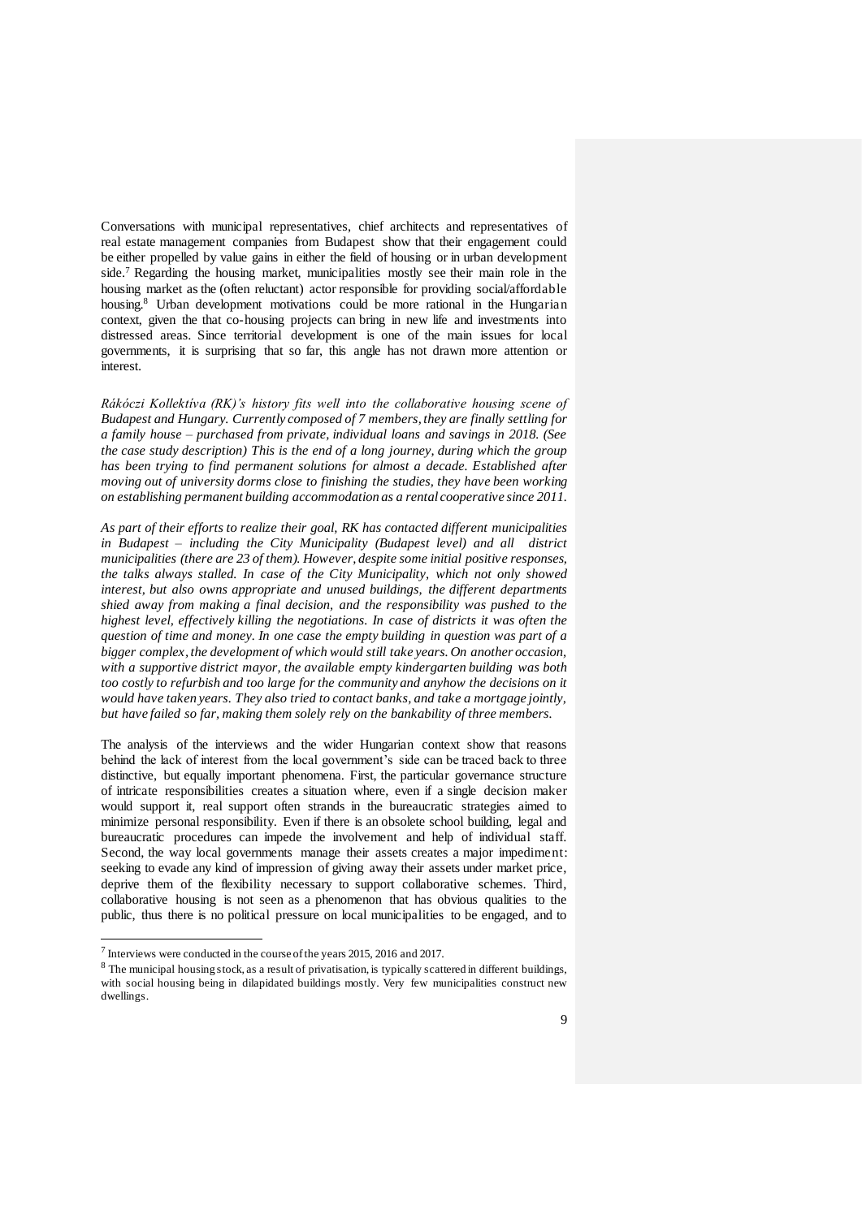Conversations with municipal representatives, chief architects and representatives of real estate management companies from Budapest show that their engagement could be either propelled by value gains in either the field of housing or in urban development side.[7] Regarding the housing market, municipalities mostly see their main role in the housing market as the (often reluctant) actor responsible for providing social/affordable housing.[8] Urban development motivations could be more rational in the Hungarian context, given the that co-housing projects can bring in new life and investments into distressed areas. Since territorial development is one of the main issues for local governments, it is surprising that so far, this angle has not drawn more attention or interest.

*Rákóczi Kollektíva (RK)'s history fits well into the collaborative housing scene of Budapest and Hungary. Currently composed of 7 members, they are finally settling for a family house – purchased from private, individual loans and savings in 2018. (See the case study description) This is the end of a long journey, during which the group has been trying to find permanent solutions for almost a decade. Established after moving out of university dorms close to finishing the studies, they have been working on establishing permanent building accommodation as a rental cooperative since 2011.*

*As part of their efforts to realize their goal, RK has contacted different municipalities in Budapest – including the City Municipality (Budapest level) and all district municipalities (there are 23 of them). However, despite some initial positive responses, the talks always stalled. In case of the City Municipality, which not only showed interest, but also owns appropriate and unused buildings, the different departments shied away from making a final decision, and the responsibility was pushed to the highest level, effectively killing the negotiations. In case of districts it was often the question of time and money. In one case the empty building in question was part of a bigger complex, the development of which would still take years. On another occasion, with a supportive district mayor, the available empty kindergarten building was both too costly to refurbish and too large for the community and anyhow the decisions on it would have taken years. They also tried to contact banks, and take a mortgage jointly, but have failed so far, making them solely rely on the bankability of three members.*

The analysis of the interviews and the wider Hungarian context show that reasons behind the lack of interest from the local government's side can be traced back to three distinctive, but equally important phenomena. First, the particular governance structure of intricate responsibilities creates a situation where, even if a single decision maker would support it, real support often strands in the bureaucratic strategies aimed to minimize personal responsibility. Even if there is an obsolete school building, legal and bureaucratic procedures can impede the involvement and help of individual staff. Second, the way local governments manage their assets creates a major impediment: seeking to evade any kind of impression of giving away their assets under market price, deprive them of the flexibility necessary to support collaborative schemes. Third, collaborative housing is not seen as a phenomenon that has obvious qualities to the public, thus there is no political pressure on local municipalities to be engaged, and to

[7] Interviews were conducted in the course of the years 2015, 2016 and 2017.

[8] The municipal housing stock, as a result of privatisation, is typically scattered in different buildings, with social housing being in dilapidated buildings mostly. Very few municipalities construct new dwellings.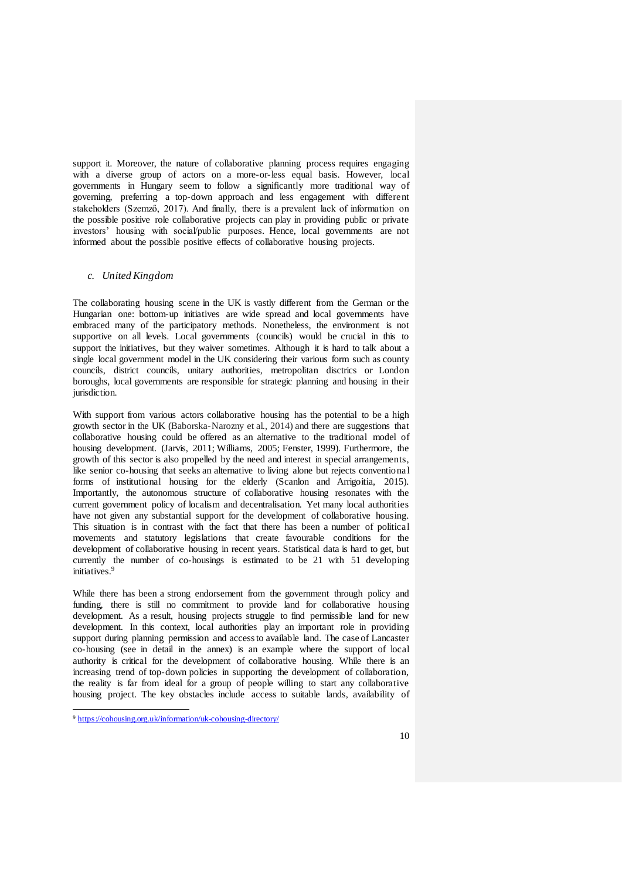support it. Moreover, the nature of collaborative planning process requires engaging with a diverse group of actors on a more-or-less equal basis. However, local governments in Hungary seem to follow a significantly more traditional way of governing, preferring a top-down approach and less engagement with different stakeholders (Szemző, 2017). And finally, there is a prevalent lack of information on the possible positive role collaborative projects can play in providing public or private investors' housing with social/public purposes. Hence, local governments are not informed about the possible positive effects of collaborative housing projects.

### c. *United Kingdom*

The collaborating housing scene in the UK is vastly different from the German or the Hungarian one: bottom-up initiatives are wide spread and local governments have embraced many of the participatory methods. Nonetheless, the environment is not supportive on all levels. Local governments (councils) would be crucial in this to support the initiatives, but they waiver sometimes. Although it is hard to talk about a single local government model in the UK considering their various form such as county councils, district councils, unitary authorities, metropolitan disctrics or London boroughs, local governments are responsible for strategic planning and housing in their jurisdiction.

With support from various actors collaborative housing has the potential to be a high growth sector in the UK (Baborska-Narozny et al., 2014) and there are suggestions that collaborative housing could be offered as an alternative to the traditional model of housing development. (Jarvis, 2011; Williams, 2005; Fenster, 1999). Furthermore, the growth of this sector is also propelled by the need and interest in special arrangements, like senior co-housing that seeks an alternative to living alone but rejects conventional forms of institutional housing for the elderly (Scanlon and Arrigoitia, 2015). Importantly, the autonomous structure of collaborative housing resonates with the current government policy of localism and decentralisation. Yet many local authorities have not given any substantial support for the development of collaborative housing. This situation is in contrast with the fact that there has been a number of political movements and statutory legislations that create favourable conditions for the development of collaborative housing in recent years. Statistical data is hard to get, but currently the number of co-housings is estimated to be 21 with 51 developing initiatives.[9]

While there has been a strong endorsement from the government through policy and funding, there is still no commitment to provide land for collaborative housing development. As a result, housing projects struggle to find permissible land for new development. In this context, local authorities play an important role in providing support during planning permission and access to available land. The case of Lancaster co-housing (see in detail in the annex) is an example where the support of local authority is critical for the development of collaborative housing. While there is an increasing trend of top-down policies in supporting the development of collaboration, the reality is far from ideal for a group of people willing to start any collaborative housing project. The key obstacles include access to suitable lands, availability of

[9] https://cohousing.org.uk/information/uk-cohousing-directory/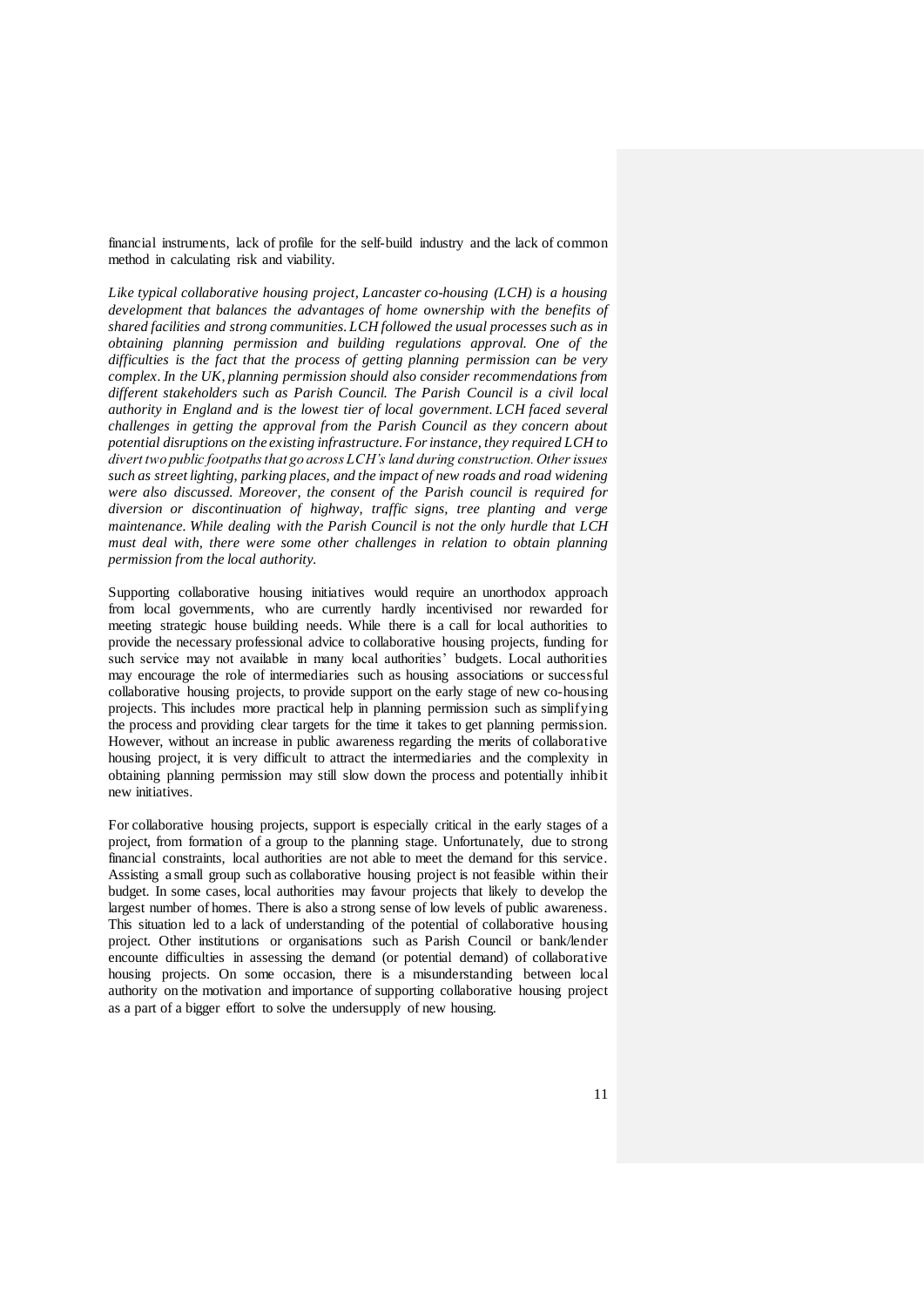financial instruments, lack of profile for the self-build industry and the lack of common method in calculating risk and viability.

*Like typical collaborative housing project, Lancaster co-housing (LCH) is a housing development that balances the advantages of home ownership with the benefits of shared facilities and strong communities. LCH followed the usual processes such as in obtaining planning permission and building regulations approval. One of the difficulties is the fact that the process of getting planning permission can be very complex. In the UK, planning permission should also consider recommendations from different stakeholders such as Parish Council. The Parish Council is a civil local authority in England and is the lowest tier of local government. LCH faced several challenges in getting the approval from the Parish Council as they concern about potential disruptions on the existing infrastructure. For instance, they required LCH to divert two public footpaths that go across LCH's land during construction. Other issues such as street lighting, parking places, and the impact of new roads and road widening were also discussed. Moreover, the consent of the Parish council is required for diversion or discontinuation of highway, traffic signs, tree planting and verge maintenance. While dealing with the Parish Council is not the only hurdle that LCH must deal with, there were some other challenges in relation to obtain planning permission from the local authority.*

Supporting collaborative housing initiatives would require an unorthodox approach from local governments, who are currently hardly incentivised nor rewarded for meeting strategic house building needs. While there is a call for local authorities to provide the necessary professional advice to collaborative housing projects, funding for such service may not available in many local authorities' budgets. Local authorities may encourage the role of intermediaries such as housing associations or successful collaborative housing projects, to provide support on the early stage of new co-housing projects. This includes more practical help in planning permission such as simplifying the process and providing clear targets for the time it takes to get planning permission. However, without an increase in public awareness regarding the merits of collaborative housing project, it is very difficult to attract the intermediaries and the complexity in obtaining planning permission may still slow down the process and potentially inhibit new initiatives.

For collaborative housing projects, support is especially critical in the early stages of a project, from formation of a group to the planning stage. Unfortunately, due to strong financial constraints, local authorities are not able to meet the demand for this service. Assisting a small group such as collaborative housing project is not feasible within their budget. In some cases, local authorities may favour projects that likely to develop the largest number of homes. There is also a strong sense of low levels of public awareness. This situation led to a lack of understanding of the potential of collaborative housing project. Other institutions or organisations such as Parish Council or bank/lender encounte difficulties in assessing the demand (or potential demand) of collaborative housing projects. On some occasion, there is a misunderstanding between local authority on the motivation and importance of supporting collaborative housing project as a part of a bigger effort to solve the undersupply of new housing.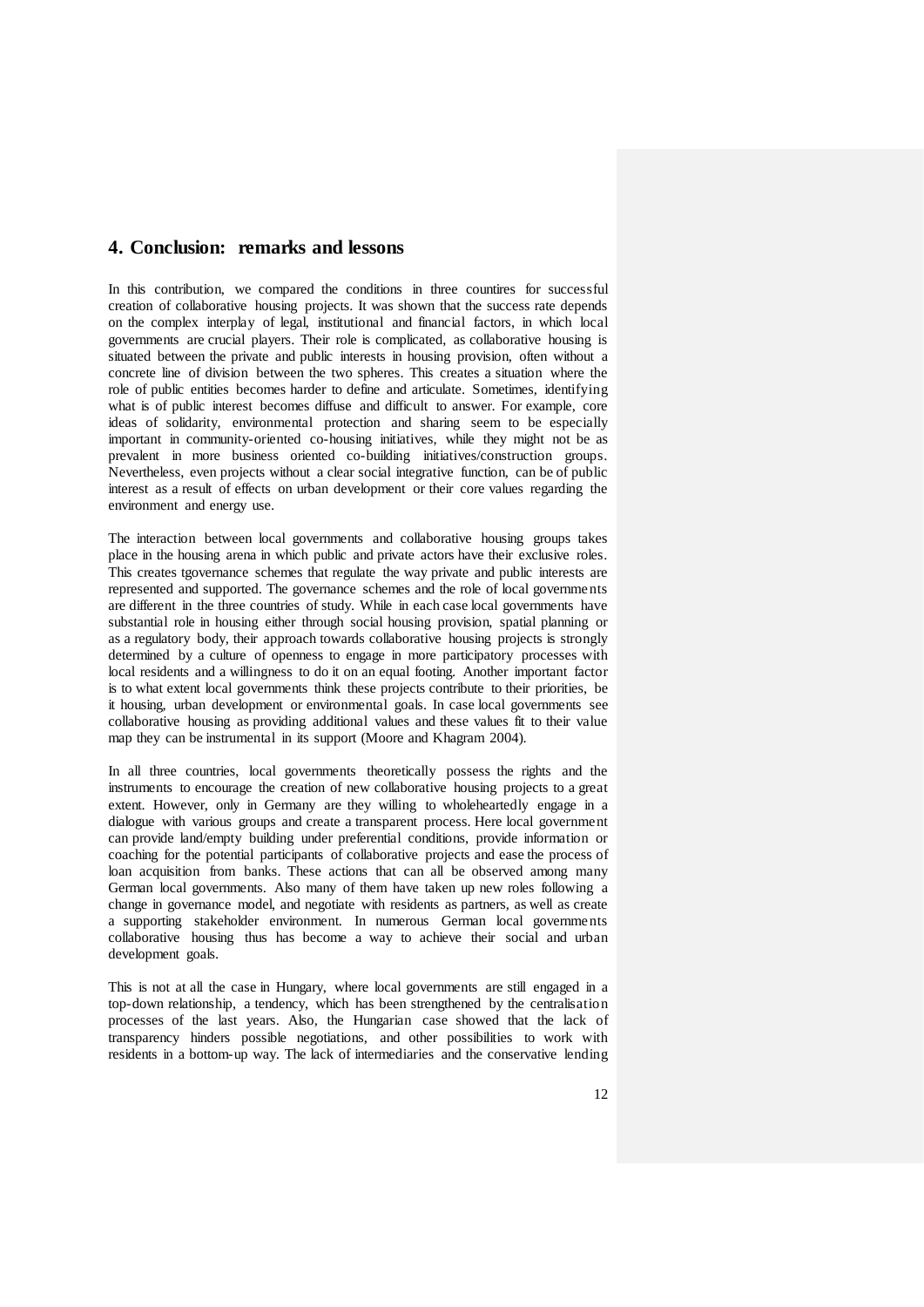## 4. Conclusion: remarks and lessons

In this contribution, we compared the conditions in three countires for successful creation of collaborative housing projects. It was shown that the success rate depends on the complex interplay of legal, institutional and financial factors, in which local governments are crucial players. Their role is complicated, as collaborative housing is situated between the private and public interests in housing provision, often without a concrete line of division between the two spheres. This creates a situation where the role of public entities becomes harder to define and articulate. Sometimes, identifying what is of public interest becomes diffuse and difficult to answer. For example, core ideas of solidarity, environmental protection and sharing seem to be especially important in community-oriented co-housing initiatives, while they might not be as prevalent in more business oriented co-building initiatives/construction groups. Nevertheless, even projects without a clear social integrative function, can be of public interest as a result of effects on urban development or their core values regarding the environment and energy use.

The interaction between local governments and collaborative housing groups takes place in the housing arena in which public and private actors have their exclusive roles. This creates tgovernance schemes that regulate the way private and public interests are represented and supported. The governance schemes and the role of local governments are different in the three countries of study. While in each case local governments have substantial role in housing either through social housing provision, spatial planning or as a regulatory body, their approach towards collaborative housing projects is strongly determined by a culture of openness to engage in more participatory processes with local residents and a willingness to do it on an equal footing. Another important factor is to what extent local governments think these projects contribute to their priorities, be it housing, urban development or environmental goals. In case local governments see collaborative housing as providing additional values and these values fit to their value map they can be instrumental in its support (Moore and Khagram 2004).

In all three countries, local governments theoretically possess the rights and the instruments to encourage the creation of new collaborative housing projects to a great extent. However, only in Germany are they willing to wholeheartedly engage in a dialogue with various groups and create a transparent process. Here local government can provide land/empty building under preferential conditions, provide information or coaching for the potential participants of collaborative projects and ease the process of loan acquisition from banks. These actions that can all be observed among many German local governments. Also many of them have taken up new roles following a change in governance model, and negotiate with residents as partners, as well as create a supporting stakeholder environment. In numerous German local governments collaborative housing thus has become a way to achieve their social and urban development goals.

This is not at all the case in Hungary, where local governments are still engaged in a top-down relationship, a tendency, which has been strengthened by the centralisation processes of the last years. Also, the Hungarian case showed that the lack of transparency hinders possible negotiations, and other possibilities to work with residents in a bottom-up way. The lack of intermediaries and the conservative lending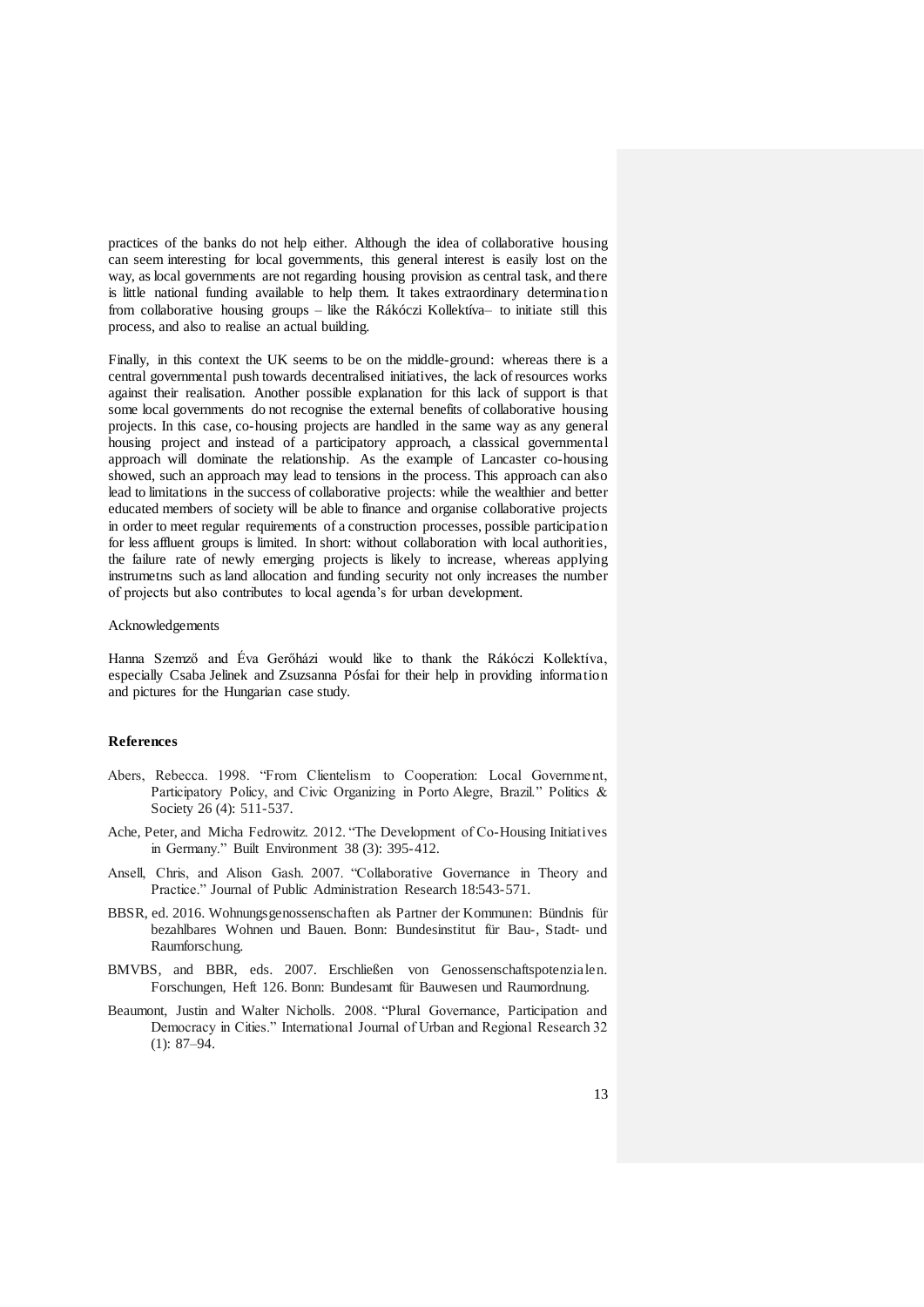practices of the banks do not help either. Although the idea of collaborative housing can seem interesting for local governments, this general interest is easily lost on the way, as local governments are not regarding housing provision as central task, and there is little national funding available to help them. It takes extraordinary determination from collaborative housing groups – like the Rákóczi Kollektíva– to initiate still this process, and also to realise an actual building.

Finally, in this context the UK seems to be on the middle-ground: whereas there is a central governmental push towards decentralised initiatives, the lack of resources works against their realisation. Another possible explanation for this lack of support is that some local governments do not recognise the external benefits of collaborative housing projects. In this case, co-housing projects are handled in the same way as any general housing project and instead of a participatory approach, a classical governmental approach will dominate the relationship. As the example of Lancaster co-housing showed, such an approach may lead to tensions in the process. This approach can also lead to limitations in the success of collaborative projects: while the wealthier and better educated members of society will be able to finance and organise collaborative projects in order to meet regular requirements of a construction processes, possible participation for less affluent groups is limited. In short: without collaboration with local authorities, the failure rate of newly emerging projects is likely to increase, whereas applying instrumetns such as land allocation and funding security not only increases the number of projects but also contributes to local agenda's for urban development.

Acknowledgements

Hanna Szemző and Éva Gerőházi would like to thank the Rákóczi Kollektíva, especially Csaba Jelinek and Zsuzsanna Pósfai for their help in providing information and pictures for the Hungarian case study.

## References

Abers, Rebecca. 1998. "From Clientelism to Cooperation: Local Government, Participatory Policy, and Civic Organizing in Porto Alegre, Brazil." Politics & Society 26 (4): 511-537.

Ache, Peter, and Micha Fedrowitz. 2012. "The Development of Co-Housing Initiatives in Germany." Built Environment 38 (3): 395-412.

Ansell, Chris, and Alison Gash. 2007. "Collaborative Governance in Theory and Practice." Journal of Public Administration Research 18:543-571.

BBSR, ed. 2016. Wohnungsgenossenschaften als Partner der Kommunen: Bündnis für bezahlbares Wohnen und Bauen. Bonn: Bundesinstitut für Bau-, Stadt- und Raumforschung.

BMVBS, and BBR, eds. 2007. Erschließen von Genossenschaftspotenzialen. Forschungen, Heft 126. Bonn: Bundesamt für Bauwesen und Raumordnung.

Beaumont, Justin and Walter Nicholls. 2008. "Plural Governance, Participation and Democracy in Cities." International Journal of Urban and Regional Research 32 (1): 87–94.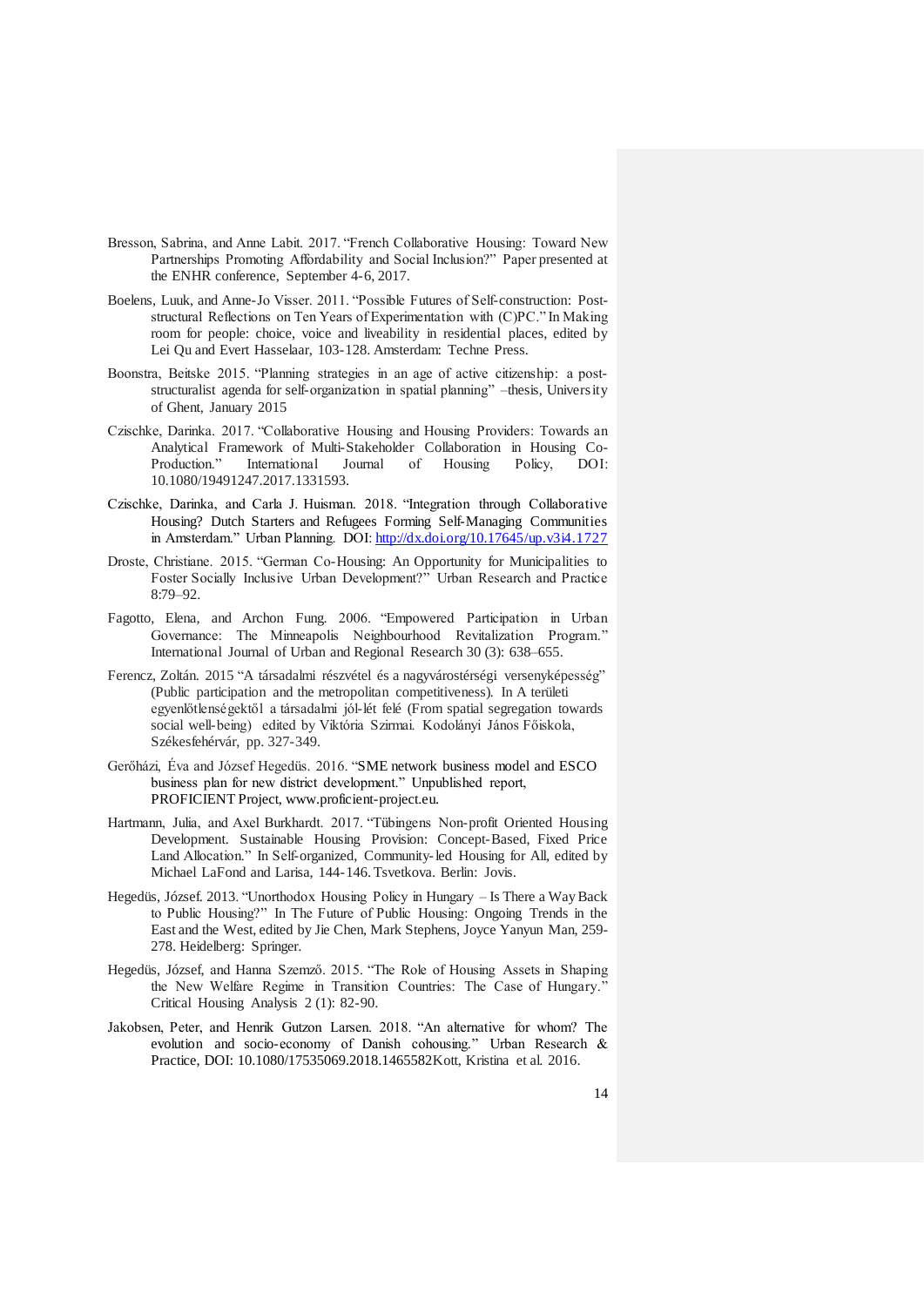Bresson, Sabrina, and Anne Labit. 2017. "French Collaborative Housing: Toward New Partnerships Promoting Affordability and Social Inclusion?" Paper presented at the ENHR conference, September 4-6, 2017.

Boelens, Luuk, and Anne-Jo Visser. 2011. "Possible Futures of Self-construction: Post-structural Reflections on Ten Years of Experimentation with (C)PC." In Making room for people: choice, voice and liveability in residential places, edited by Lei Qu and Evert Hasselaar, 103-128. Amsterdam: Techne Press.

Boonstra, Beitske 2015. "Planning strategies in an age of active citizenship: a post-structuralist agenda for self-organization in spatial planning" –thesis, University of Ghent, January 2015

Czischke, Darinka. 2017. "Collaborative Housing and Housing Providers: Towards an Analytical Framework of Multi-Stakeholder Collaboration in Housing Co-Production." International Journal of Housing Policy, DOI: 10.1080/19491247.2017.1331593.

Czischke, Darinka, and Carla J. Huisman. 2018. "Integration through Collaborative Housing? Dutch Starters and Refugees Forming Self-Managing Communities in Amsterdam." Urban Planning. DOI: http://dx.doi.org/10.17645/up.v3i4.1727

Droste, Christiane. 2015. "German Co-Housing: An Opportunity for Municipalities to Foster Socially Inclusive Urban Development?" Urban Research and Practice 8:79–92.

Fagotto, Elena, and Archon Fung. 2006. "Empowered Participation in Urban Governance: The Minneapolis Neighbourhood Revitalization Program." International Journal of Urban and Regional Research 30 (3): 638–655.

Ferencz, Zoltán. 2015 "A társadalmi részvétel és a nagyvárostérségi versenyképesség" (Public participation and the metropolitan competitiveness). In A területi egyenlőtlenségektől a társadalmi jól-lét felé (From spatial segregation towards social well-being) edited by Viktória Szirmai. Kodolányi János Főiskola, Székesfehérvár, pp. 327-349.

Gerőházi, Éva and József Hegedüs. 2016. "SME network business model and ESCO business plan for new district development." Unpublished report, PROFICIENT Project, www.proficient-project.eu.

Hartmann, Julia, and Axel Burkhardt. 2017. "Tübingens Non-profit Oriented Housing Development. Sustainable Housing Provision: Concept-Based, Fixed Price Land Allocation." In Self-organized, Community-led Housing for All, edited by Michael LaFond and Larisa, 144-146. Tsvetkova. Berlin: Jovis.

Hegedüs, József. 2013. "Unorthodox Housing Policy in Hungary – Is There a Way Back to Public Housing?" In The Future of Public Housing: Ongoing Trends in the East and the West, edited by Jie Chen, Mark Stephens, Joyce Yanyun Man, 259-278. Heidelberg: Springer.

Hegedüs, József, and Hanna Szemző. 2015. "The Role of Housing Assets in Shaping the New Welfare Regime in Transition Countries: The Case of Hungary." Critical Housing Analysis 2 (1): 82-90.

Jakobsen, Peter, and Henrik Gutzon Larsen. 2018. "An alternative for whom? The evolution and socio-economy of Danish cohousing." Urban Research & Practice, DOI: 10.1080/17535069.2018.1465582Kott, Kristina et al. 2016.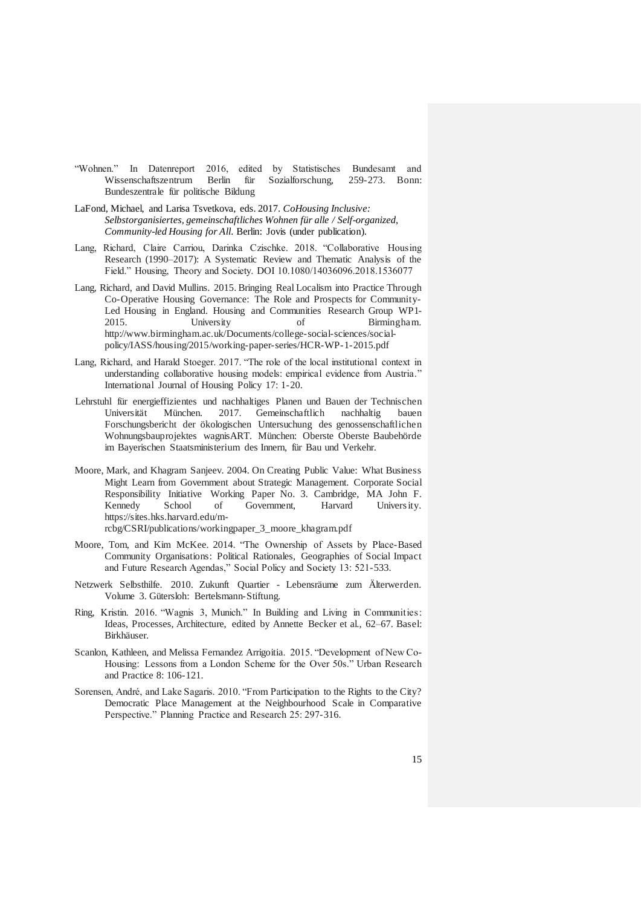"Wohnen." In Datenreport 2016, edited by Statistisches Bundesamt and Wissenschaftszentrum Berlin für Sozialforschung, 259-273. Bonn: Bundeszentrale für politische Bildung

LaFond, Michael, and Larisa Tsvetkova, eds. 2017. *CoHousing Inclusive: Selbstorganisiertes, gemeinschaftliches Wohnen für alle / Self-organized, Community-led Housing for All.* Berlin: Jovis (under publication).

Lang, Richard, Claire Carriou, Darinka Czischke. 2018. "Collaborative Housing Research (1990–2017): A Systematic Review and Thematic Analysis of the Field." Housing, Theory and Society. DOI 10.1080/14036096.2018.1536077

Lang, Richard, and David Mullins. 2015. Bringing Real Localism into Practice Through Co-Operative Housing Governance: The Role and Prospects for Community-Led Housing in England. Housing and Communities Research Group WP1-2015. University of Birmingham. http://www.birmingham.ac.uk/Documents/college-social-sciences/social-policy/IASS/housing/2015/working-paper-series/HCR-WP-1-2015.pdf

Lang, Richard, and Harald Stoeger. 2017. "The role of the local institutional context in understanding collaborative housing models: empirical evidence from Austria." International Journal of Housing Policy 17: 1-20.

Lehrstuhl für energieffizientes und nachhaltiges Planen und Bauen der Technischen Universität München. 2017. Gemeinschaftlich nachhaltig bauen Forschungsbericht der ökologischen Untersuchung des genossenschaftlichen Wohnungsbauprojektes wagnisART. München: Oberste Oberste Baubehörde im Bayerischen Staatsministerium des Innern, für Bau und Verkehr.

Moore, Mark, and Khagram Sanjeev. 2004. On Creating Public Value: What Business Might Learn from Government about Strategic Management. Corporate Social Responsibility Initiative Working Paper No. 3. Cambridge, MA John F. Kennedy School of Government, Harvard University. https://sites.hks.harvard.edu/m-rcbg/CSRI/publications/workingpaper_3_moore_khagram.pdf

Moore, Tom, and Kim McKee. 2014. "The Ownership of Assets by Place-Based Community Organisations: Political Rationales, Geographies of Social Impact and Future Research Agendas," Social Policy and Society 13: 521-533.

Netzwerk Selbsthilfe. 2010. Zukunft Quartier - Lebensräume zum Älterwerden. Volume 3. Gütersloh: Bertelsmann-Stiftung.

Ring, Kristin. 2016. "Wagnis 3, Munich." In Building and Living in Communities: Ideas, Processes, Architecture, edited by Annette Becker et al., 62–67. Basel: Birkhäuser.

Scanlon, Kathleen, and Melissa Fernandez Arrigoitia. 2015. "Development of New Co-Housing: Lessons from a London Scheme for the Over 50s." Urban Research and Practice 8: 106-121.

Sorensen, André, and Lake Sagaris. 2010. "From Participation to the Rights to the City? Democratic Place Management at the Neighbourhood Scale in Comparative Perspective." Planning Practice and Research 25: 297-316.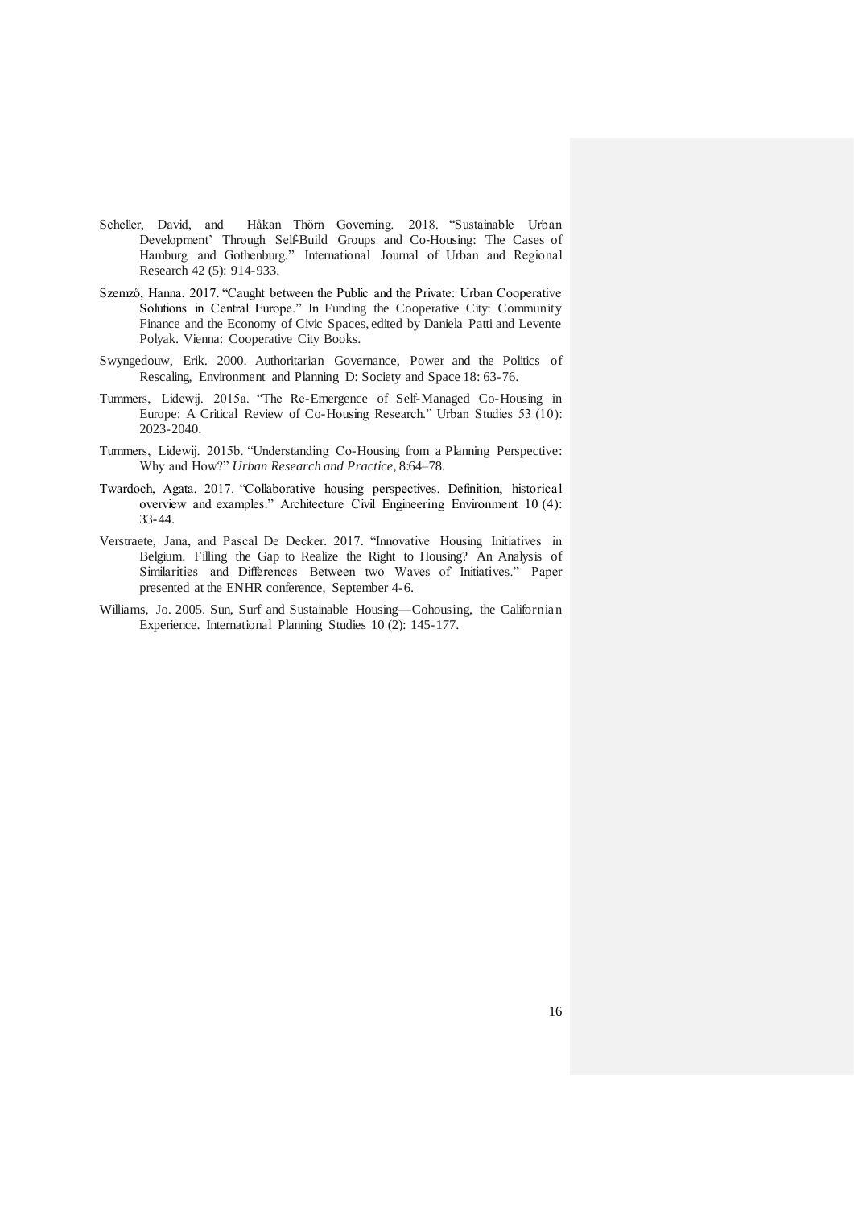Scheller, David, and Håkan Thörn Governing. 2018. "Sustainable Urban Development' Through Self-Build Groups and Co-Housing: The Cases of Hamburg and Gothenburg." International Journal of Urban and Regional Research 42 (5): 914-933.

Szemző, Hanna. 2017. "Caught between the Public and the Private: Urban Cooperative Solutions in Central Europe." In Funding the Cooperative City: Community Finance and the Economy of Civic Spaces, edited by Daniela Patti and Levente Polyak. Vienna: Cooperative City Books.

Swyngedouw, Erik. 2000. Authoritarian Governance, Power and the Politics of Rescaling, Environment and Planning D: Society and Space 18: 63-76.

Tummers, Lidewij. 2015a. "The Re-Emergence of Self-Managed Co-Housing in Europe: A Critical Review of Co-Housing Research." Urban Studies 53 (10): 2023-2040.

Tummers, Lidewij. 2015b. "Understanding Co-Housing from a Planning Perspective: Why and How?" *Urban Research and Practice*, 8:64–78.

Twardoch, Agata. 2017. "Collaborative housing perspectives. Definition, historical overview and examples." Architecture Civil Engineering Environment 10 (4): 33-44.

Verstraete, Jana, and Pascal De Decker. 2017. "Innovative Housing Initiatives in Belgium. Filling the Gap to Realize the Right to Housing? An Analysis of Similarities and Differences Between two Waves of Initiatives." Paper presented at the ENHR conference, September 4-6.

Williams, Jo. 2005. Sun, Surf and Sustainable Housing—Cohousing, the Californian Experience. International Planning Studies 10 (2): 145-177.